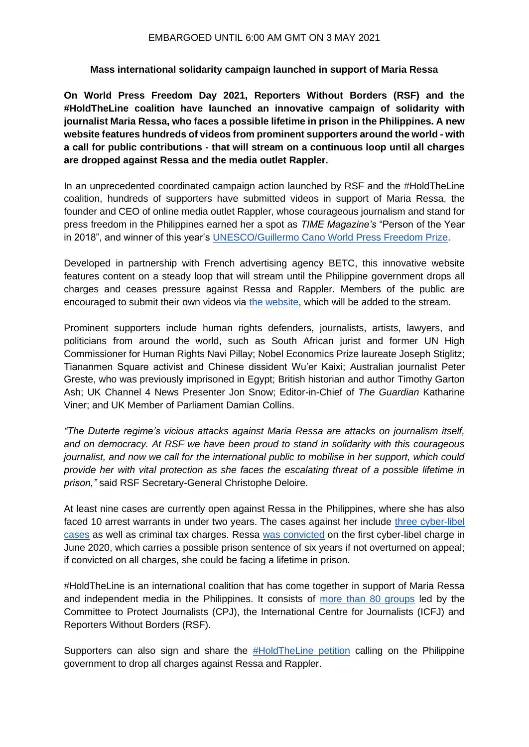EMBARGOED UNTIL 6:00 AM GMT ON 3 MAY 2021

**Mass international solidarity campaign launched in support of Maria Ressa**

**On World Press Freedom Day 2021, Reporters Without Borders (RSF) and the #HoldTheLine coalition have launched an innovative campaign of solidarity with journalist Maria Ressa, who faces a possible lifetime in prison in the Philippines. A new website features hundreds of videos from prominent supporters around the world - with a call for public contributions - that will stream on a continuous loop until all charges are dropped against Ressa and the media outlet Rappler.**

In an unprecedented coordinated campaign action launched by RSF and the #HoldTheLine coalition, hundreds of supporters have submitted videos in support of Maria Ressa, the founder and CEO of online media outlet Rappler, whose courageous journalism and stand for press freedom in the Philippines earned her a spot as *TIME Magazine's* "Person of the Year in 2018", and winner of this year's UNESCO/Guillermo Cano World Press Freedom Prize.

Developed in partnership with French advertising agency BETC, this innovative website features content on a steady loop that will stream until the Philippine government drops all charges and ceases pressure against Ressa and Rappler. Members of the public are encouraged to submit their own videos via the website, which will be added to the stream.

Prominent supporters include human rights defenders, journalists, artists, lawyers, and politicians from around the world, such as South African jurist and former UN High Commissioner for Human Rights Navi Pillay; Nobel Economics Prize laureate Joseph Stiglitz; Tiananmen Square activist and Chinese dissident Wu'er Kaixi; Australian journalist Peter Greste, who was previously imprisoned in Egypt; British historian and author Timothy Garton Ash; UK Channel 4 News Presenter Jon Snow; Editor-in-Chief of *The Guardian* Katharine Viner; and UK Member of Parliament Damian Collins.

*"The Duterte regime's vicious attacks against Maria Ressa are attacks on journalism itself, and on democracy. At RSF we have been proud to stand in solidarity with this courageous journalist, and now we call for the international public to mobilise in her support, which could provide her with vital protection as she faces the escalating threat of a possible lifetime in prison,"* said RSF Secretary-General Christophe Deloire.

At least nine cases are currently open against Ressa in the Philippines, where she has also faced 10 arrest warrants in under two years. The cases against her include three cyber-libel cases as well as criminal tax charges. Ressa was convicted on the first cyber-libel charge in June 2020, which carries a possible prison sentence of six years if not overturned on appeal; if convicted on all charges, she could be facing a lifetime in prison.

#HoldTheLine is an international coalition that has come together in support of Maria Ressa and independent media in the Philippines. It consists of more than 80 groups led by the Committee to Protect Journalists (CPJ), the International Centre for Journalists (ICFJ) and Reporters Without Borders (RSF).

Supporters can also sign and share the #HoldTheLine petition calling on the Philippine government to drop all charges against Ressa and Rappler.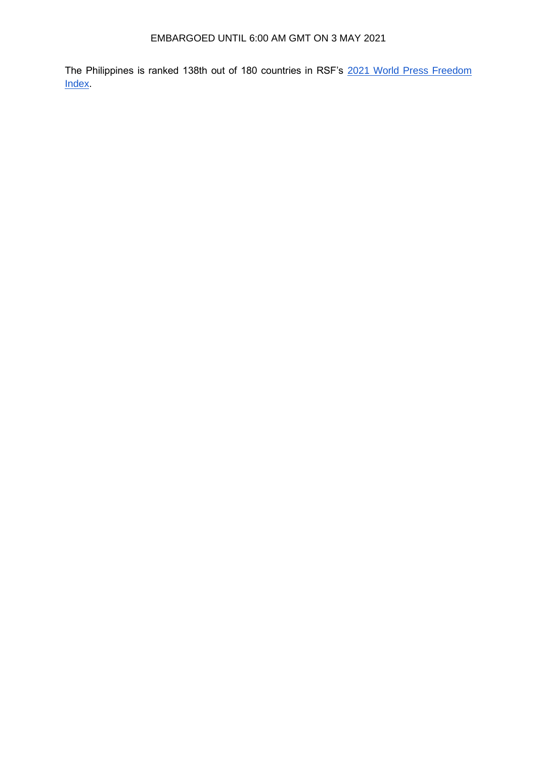EMBARGOED UNTIL 6:00 AM GMT ON 3 MAY 2021

The Philippines is ranked 138th out of 180 countries in RSF's 2021 World Press Freedom Index.